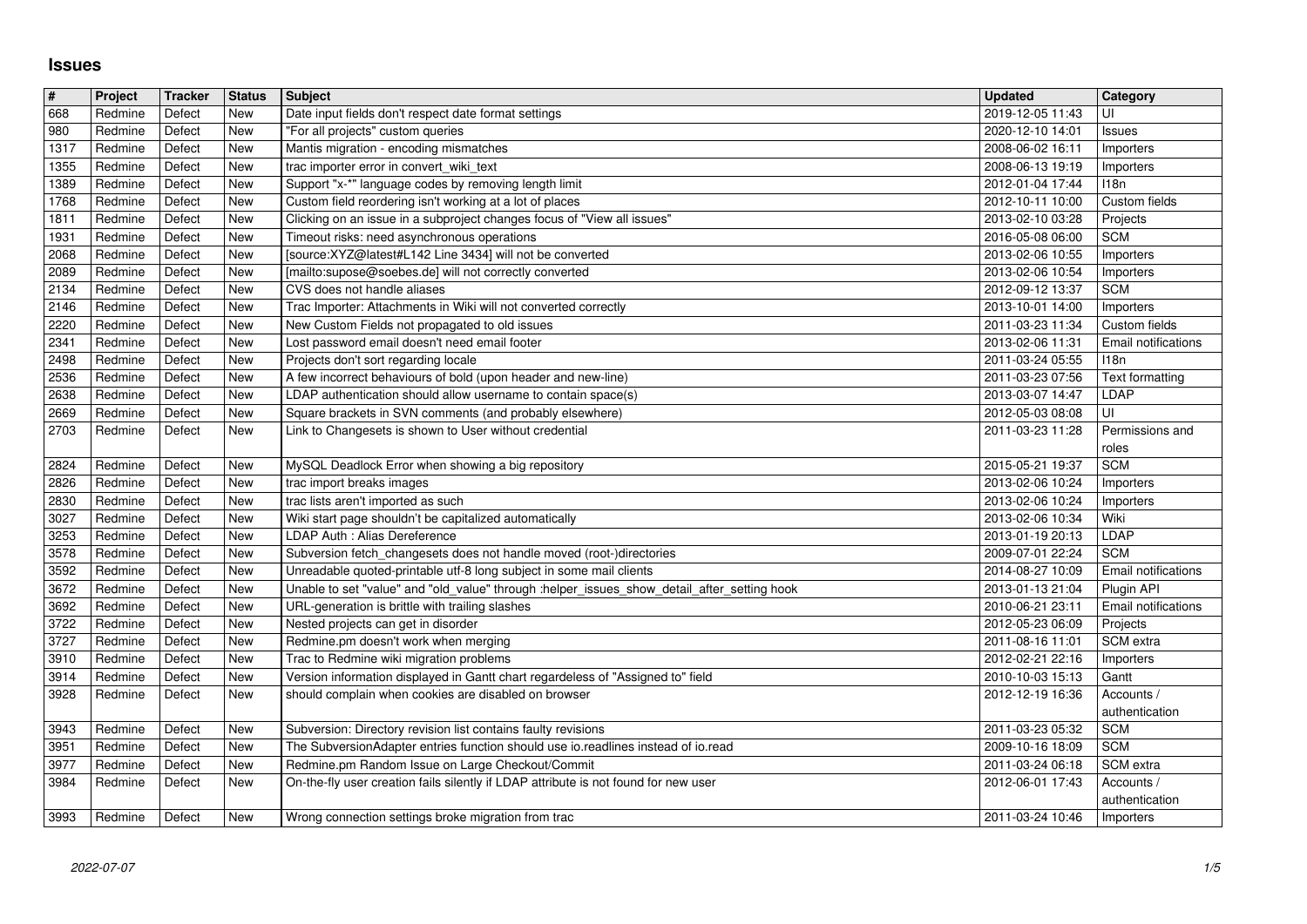# Issues

| # | Project | Tracker | Status | Subject | Updated | Category |
|---|---|---|---|---|---|---|
| 668 | Redmine | Defect | New | Date input fields don't respect date format settings | 2019-12-05 11:43 | UI |
| 980 | Redmine | Defect | New | "For all projects" custom queries | 2020-12-10 14:01 | Issues |
| 1317 | Redmine | Defect | New | Mantis migration - encoding mismatches | 2008-06-02 16:11 | Importers |
| 1355 | Redmine | Defect | New | trac importer error in convert_wiki_text | 2008-06-13 19:19 | Importers |
| 1389 | Redmine | Defect | New | Support "x-*" language codes by removing length limit | 2012-01-04 17:44 | I18n |
| 1768 | Redmine | Defect | New | Custom field reordering isn't working at a lot of places | 2012-10-11 10:00 | Custom fields |
| 1811 | Redmine | Defect | New | Clicking on an issue in a subproject changes focus of "View all issues" | 2013-02-10 03:28 | Projects |
| 1931 | Redmine | Defect | New | Timeout risks: need asynchronous operations | 2016-05-08 06:00 | SCM |
| 2068 | Redmine | Defect | New | [source:XYZ@latest#L142 Line 3434] will not be converted | 2013-02-06 10:55 | Importers |
| 2089 | Redmine | Defect | New | [mailto:supose@soebes.de] will not correctly converted | 2013-02-06 10:54 | Importers |
| 2134 | Redmine | Defect | New | CVS does not handle aliases | 2012-09-12 13:37 | SCM |
| 2146 | Redmine | Defect | New | Trac Importer: Attachments in Wiki will not converted correctly | 2013-10-01 14:00 | Importers |
| 2220 | Redmine | Defect | New | New Custom Fields not propagated to old issues | 2011-03-23 11:34 | Custom fields |
| 2341 | Redmine | Defect | New | Lost password email doesn't need email footer | 2013-02-06 11:31 | Email notifications |
| 2498 | Redmine | Defect | New | Projects don't sort regarding locale | 2011-03-24 05:55 | I18n |
| 2536 | Redmine | Defect | New | A few incorrect behaviours of bold (upon header and new-line) | 2011-03-23 07:56 | Text formatting |
| 2638 | Redmine | Defect | New | LDAP authentication should allow username to contain space(s) | 2013-03-07 14:47 | LDAP |
| 2669 | Redmine | Defect | New | Square brackets in SVN comments (and probably elsewhere) | 2012-05-03 08:08 | UI |
| 2703 | Redmine | Defect | New | Link to Changesets is shown to User without credential | 2011-03-23 11:28 | Permissions and roles |
| 2824 | Redmine | Defect | New | MySQL Deadlock Error when showing a big repository | 2015-05-21 19:37 | SCM |
| 2826 | Redmine | Defect | New | trac import breaks images | 2013-02-06 10:24 | Importers |
| 2830 | Redmine | Defect | New | trac lists aren't imported as such | 2013-02-06 10:24 | Importers |
| 3027 | Redmine | Defect | New | Wiki start page shouldn't be capitalized automatically | 2013-02-06 10:34 | Wiki |
| 3253 | Redmine | Defect | New | LDAP Auth : Alias Dereference | 2013-01-19 20:13 | LDAP |
| 3578 | Redmine | Defect | New | Subversion fetch_changesets does not handle moved (root-)directories | 2009-07-01 22:24 | SCM |
| 3592 | Redmine | Defect | New | Unreadable quoted-printable utf-8 long subject in some mail clients | 2014-08-27 10:09 | Email notifications |
| 3672 | Redmine | Defect | New | Unable to set "value" and "old_value" through :helper_issues_show_detail_after_setting hook | 2013-01-13 21:04 | Plugin API |
| 3692 | Redmine | Defect | New | URL-generation is brittle with trailing slashes | 2010-06-21 23:11 | Email notifications |
| 3722 | Redmine | Defect | New | Nested projects can get in disorder | 2012-05-23 06:09 | Projects |
| 3727 | Redmine | Defect | New | Redmine.pm doesn't work when merging | 2011-08-16 11:01 | SCM extra |
| 3910 | Redmine | Defect | New | Trac to Redmine wiki migration problems | 2012-02-21 22:16 | Importers |
| 3914 | Redmine | Defect | New | Version information displayed in Gantt chart regardeless of "Assigned to" field | 2010-10-03 15:13 | Gantt |
| 3928 | Redmine | Defect | New | should complain when cookies are disabled on browser | 2012-12-19 16:36 | Accounts / authentication |
| 3943 | Redmine | Defect | New | Subversion: Directory revision list contains faulty revisions | 2011-03-23 05:32 | SCM |
| 3951 | Redmine | Defect | New | The SubversionAdapter entries function should use io.readlines instead of io.read | 2009-10-16 18:09 | SCM |
| 3977 | Redmine | Defect | New | Redmine.pm Random Issue on Large Checkout/Commit | 2011-03-24 06:18 | SCM extra |
| 3984 | Redmine | Defect | New | On-the-fly user creation fails silently if LDAP attribute is not found for new user | 2012-06-01 17:43 | Accounts / authentication |
| 3993 | Redmine | Defect | New | Wrong connection settings broke migration from trac | 2011-03-24 10:46 | Importers |

2022-07-07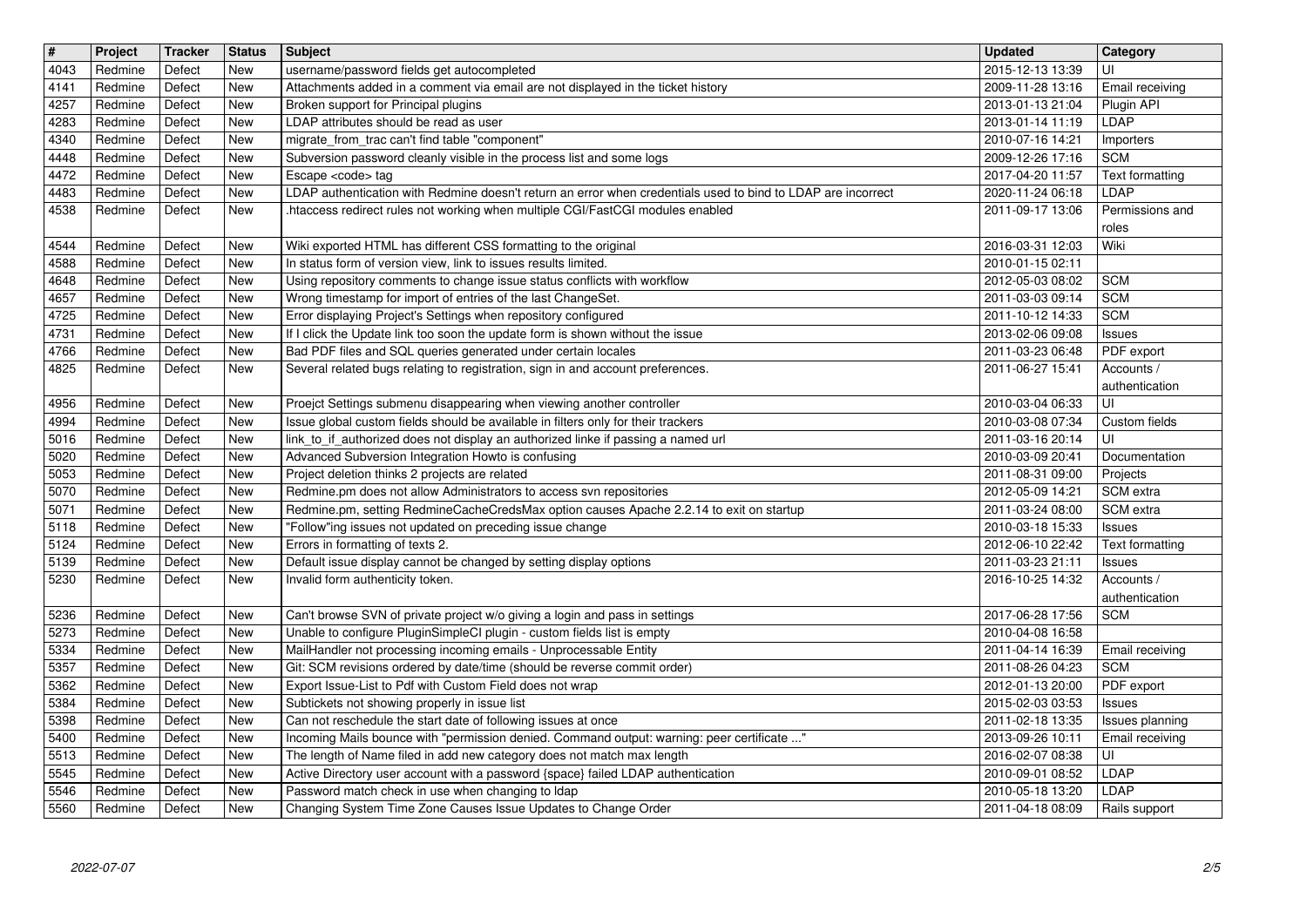| # | Project | Tracker | Status | Subject | Updated | Category |
| --- | --- | --- | --- | --- | --- | --- |
| 4043 | Redmine | Defect | New | username/password fields get autocompleted | 2015-12-13 13:39 | UI |
| 4141 | Redmine | Defect | New | Attachments added in a comment via email are not displayed in the ticket history | 2009-11-28 13:16 | Email receiving |
| 4257 | Redmine | Defect | New | Broken support for Principal plugins | 2013-01-13 21:04 | Plugin API |
| 4283 | Redmine | Defect | New | LDAP attributes should be read as user | 2013-01-14 11:19 | LDAP |
| 4340 | Redmine | Defect | New | migrate_from_trac can't find table "component" | 2010-07-16 14:21 | Importers |
| 4448 | Redmine | Defect | New | Subversion password cleanly visible in the process list and some logs | 2009-12-26 17:16 | SCM |
| 4472 | Redmine | Defect | New | Escape <code> tag | 2017-04-20 11:57 | Text formatting |
| 4483 | Redmine | Defect | New | LDAP authentication with Redmine doesn't return an error when credentials used to bind to LDAP are incorrect | 2020-11-24 06:18 | LDAP |
| 4538 | Redmine | Defect | New | .htaccess redirect rules not working when multiple CGI/FastCGI modules enabled | 2011-09-17 13:06 | Permissions and roles |
| 4544 | Redmine | Defect | New | Wiki exported HTML has different CSS formatting to the original | 2016-03-31 12:03 | Wiki |
| 4588 | Redmine | Defect | New | In status form of version view, link to issues results limited. | 2010-01-15 02:11 | |
| 4648 | Redmine | Defect | New | Using repository comments to change issue status conflicts with workflow | 2012-05-03 08:02 | SCM |
| 4657 | Redmine | Defect | New | Wrong timestamp for import of entries of the last ChangeSet. | 2011-03-03 09:14 | SCM |
| 4725 | Redmine | Defect | New | Error displaying Project's Settings when repository configured | 2011-10-12 14:33 | SCM |
| 4731 | Redmine | Defect | New | If I click the Update link too soon the update form is shown without the issue | 2013-02-06 09:08 | Issues |
| 4766 | Redmine | Defect | New | Bad PDF files and SQL queries generated under certain locales | 2011-03-23 06:48 | PDF export |
| 4825 | Redmine | Defect | New | Several related bugs relating to registration, sign in and account preferences. | 2011-06-27 15:41 | Accounts / authentication |
| 4956 | Redmine | Defect | New | Proejct Settings submenu disappearing when viewing another controller | 2010-03-04 06:33 | UI |
| 4994 | Redmine | Defect | New | Issue global custom fields should be available in filters only for their trackers | 2010-03-08 07:34 | Custom fields |
| 5016 | Redmine | Defect | New | link_to_if_authorized does not display an authorized linke if passing a named url | 2011-03-16 20:14 | UI |
| 5020 | Redmine | Defect | New | Advanced Subversion Integration Howto is confusing | 2010-03-09 20:41 | Documentation |
| 5053 | Redmine | Defect | New | Project deletion thinks 2 projects are related | 2011-08-31 09:00 | Projects |
| 5070 | Redmine | Defect | New | Redmine.pm does not allow Administrators to access svn repositories | 2012-05-09 14:21 | SCM extra |
| 5071 | Redmine | Defect | New | Redmine.pm, setting RedmineCacheCredsMax option causes Apache 2.2.14 to exit on startup | 2011-03-24 08:00 | SCM extra |
| 5118 | Redmine | Defect | New | "Follow"ing issues not updated on preceding issue change | 2010-03-18 15:33 | Issues |
| 5124 | Redmine | Defect | New | Errors in formatting of texts 2. | 2012-06-10 22:42 | Text formatting |
| 5139 | Redmine | Defect | New | Default issue display cannot be changed by setting display options | 2011-03-23 21:11 | Issues |
| 5230 | Redmine | Defect | New | Invalid form authenticity token. | 2016-10-25 14:32 | Accounts / authentication |
| 5236 | Redmine | Defect | New | Can't browse SVN of private project w/o giving a login and pass in settings | 2017-06-28 17:56 | SCM |
| 5273 | Redmine | Defect | New | Unable to configure PluginSimpleCI plugin - custom fields list is empty | 2010-04-08 16:58 | |
| 5334 | Redmine | Defect | New | MailHandler not processing incoming emails - Unprocessable Entity | 2011-04-14 16:39 | Email receiving |
| 5357 | Redmine | Defect | New | Git: SCM revisions ordered by date/time (should be reverse commit order) | 2011-08-26 04:23 | SCM |
| 5362 | Redmine | Defect | New | Export Issue-List to Pdf with Custom Field does not wrap | 2012-01-13 20:00 | PDF export |
| 5384 | Redmine | Defect | New | Subtickets not showing properly in issue list | 2015-02-03 03:53 | Issues |
| 5398 | Redmine | Defect | New | Can not reschedule the start date of following issues at once | 2011-02-18 13:35 | Issues planning |
| 5400 | Redmine | Defect | New | Incoming Mails bounce with "permission denied. Command output: warning: peer certificate ..." | 2013-09-26 10:11 | Email receiving |
| 5513 | Redmine | Defect | New | The length of Name filed in add new category does not match max length | 2016-02-07 08:38 | UI |
| 5545 | Redmine | Defect | New | Active Directory user account with a password {space} failed LDAP authentication | 2010-09-01 08:52 | LDAP |
| 5546 | Redmine | Defect | New | Password match check in use when changing to ldap | 2010-05-18 13:20 | LDAP |
| 5560 | Redmine | Defect | New | Changing System Time Zone Causes Issue Updates to Change Order | 2011-04-18 08:09 | Rails support |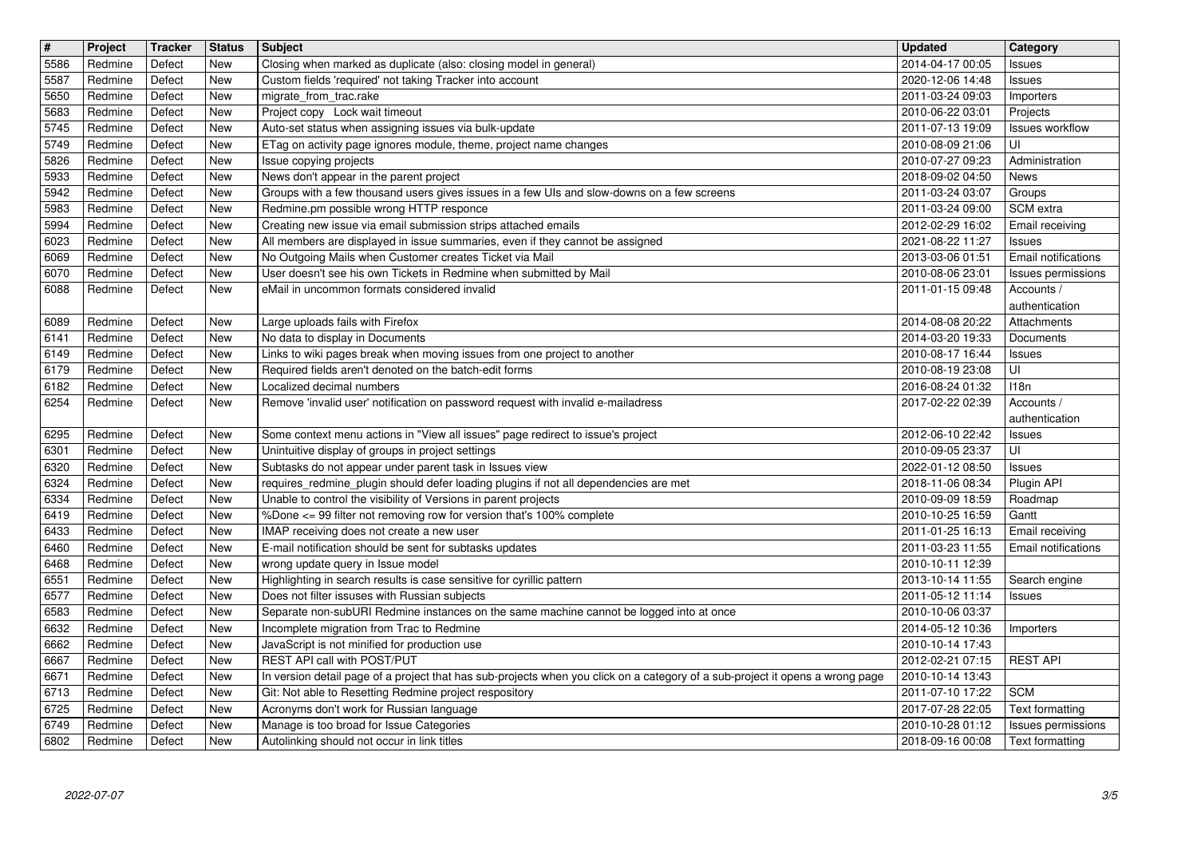| # | Project | Tracker | Status | Subject | Updated | Category |
| --- | --- | --- | --- | --- | --- | --- |
| 5586 | Redmine | Defect | New | Closing when marked as duplicate (also: closing model in general) | 2014-04-17 00:05 | Issues |
| 5587 | Redmine | Defect | New | Custom fields 'required' not taking Tracker into account | 2020-12-06 14:48 | Issues |
| 5650 | Redmine | Defect | New | migrate_from_trac.rake | 2011-03-24 09:03 | Importers |
| 5683 | Redmine | Defect | New | Project copy Lock wait timeout | 2010-06-22 03:01 | Projects |
| 5745 | Redmine | Defect | New | Auto-set status when assigning issues via bulk-update | 2011-07-13 19:09 | Issues workflow |
| 5749 | Redmine | Defect | New | ETag on activity page ignores module, theme, project name changes | 2010-08-09 21:06 | UI |
| 5826 | Redmine | Defect | New | Issue copying projects | 2010-07-27 09:23 | Administration |
| 5933 | Redmine | Defect | New | News don't appear in the parent project | 2018-09-02 04:50 | News |
| 5942 | Redmine | Defect | New | Groups with a few thousand users gives issues in a few UIs and slow-downs on a few screens | 2011-03-24 03:07 | Groups |
| 5983 | Redmine | Defect | New | Redmine.pm possible wrong HTTP responce | 2011-03-24 09:00 | SCM extra |
| 5994 | Redmine | Defect | New | Creating new issue via email submission strips attached emails | 2012-02-29 16:02 | Email receiving |
| 6023 | Redmine | Defect | New | All members are displayed in issue summaries, even if they cannot be assigned | 2021-08-22 11:27 | Issues |
| 6069 | Redmine | Defect | New | No Outgoing Mails when Customer creates Ticket via Mail | 2013-03-06 01:51 | Email notifications |
| 6070 | Redmine | Defect | New | User doesn't see his own Tickets in Redmine when submitted by Mail | 2010-08-06 23:01 | Issues permissions |
| 6088 | Redmine | Defect | New | eMail in uncommon formats considered invalid | 2011-01-15 09:48 | Accounts / authentication |
| 6089 | Redmine | Defect | New | Large uploads fails with Firefox | 2014-08-08 20:22 | Attachments |
| 6141 | Redmine | Defect | New | No data to display in Documents | 2014-03-20 19:33 | Documents |
| 6149 | Redmine | Defect | New | Links to wiki pages break when moving issues from one project to another | 2010-08-17 16:44 | Issues |
| 6179 | Redmine | Defect | New | Required fields aren't denoted on the batch-edit forms | 2010-08-19 23:08 | UI |
| 6182 | Redmine | Defect | New | Localized decimal numbers | 2016-08-24 01:32 | I18n |
| 6254 | Redmine | Defect | New | Remove 'invalid user' notification on password request with invalid e-mailadress | 2017-02-22 02:39 | Accounts / authentication |
| 6295 | Redmine | Defect | New | Some context menu actions in "View all issues" page redirect to issue's project | 2012-06-10 22:42 | Issues |
| 6301 | Redmine | Defect | New | Unintuitive display of groups in project settings | 2010-09-05 23:37 | UI |
| 6320 | Redmine | Defect | New | Subtasks do not appear under parent task in Issues view | 2022-01-12 08:50 | Issues |
| 6324 | Redmine | Defect | New | requires_redmine_plugin should defer loading plugins if not all dependencies are met | 2018-11-06 08:34 | Plugin API |
| 6334 | Redmine | Defect | New | Unable to control the visibility of Versions in parent projects | 2010-09-09 18:59 | Roadmap |
| 6419 | Redmine | Defect | New | %Done <= 99 filter not removing row for version that's 100% complete | 2010-10-25 16:59 | Gantt |
| 6433 | Redmine | Defect | New | IMAP receiving does not create a new user | 2011-01-25 16:13 | Email receiving |
| 6460 | Redmine | Defect | New | E-mail notification should be sent for subtasks updates | 2011-03-23 11:55 | Email notifications |
| 6468 | Redmine | Defect | New | wrong update query in Issue model | 2010-10-11 12:39 | |
| 6551 | Redmine | Defect | New | Highlighting in search results is case sensitive for cyrillic pattern | 2013-10-14 11:55 | Search engine |
| 6577 | Redmine | Defect | New | Does not filter issuses with Russian subjects | 2011-05-12 11:14 | Issues |
| 6583 | Redmine | Defect | New | Separate non-subURI Redmine instances on the same machine cannot be logged into at once | 2010-10-06 03:37 | |
| 6632 | Redmine | Defect | New | Incomplete migration from Trac to Redmine | 2014-05-12 10:36 | Importers |
| 6662 | Redmine | Defect | New | JavaScript is not minified for production use | 2010-10-14 17:43 | |
| 6667 | Redmine | Defect | New | REST API call with POST/PUT | 2012-02-21 07:15 | REST API |
| 6671 | Redmine | Defect | New | In version detail page of a project that has sub-projects when you click on a category of a sub-project it opens a wrong page | 2010-10-14 13:43 | |
| 6713 | Redmine | Defect | New | Git: Not able to Resetting Redmine project respository | 2011-07-10 17:22 | SCM |
| 6725 | Redmine | Defect | New | Acronyms don't work for Russian language | 2017-07-28 22:05 | Text formatting |
| 6749 | Redmine | Defect | New | Manage is too broad for Issue Categories | 2010-10-28 01:12 | Issues permissions |
| 6802 | Redmine | Defect | New | Autolinking should not occur in link titles | 2018-09-16 00:08 | Text formatting |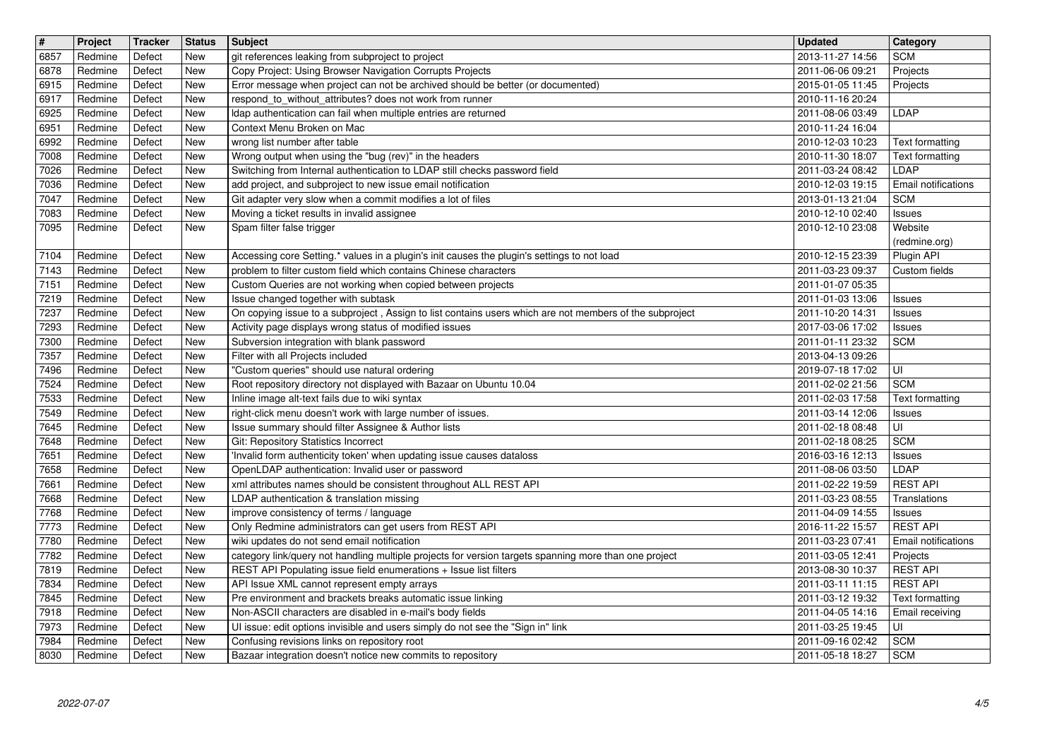| # | Project | Tracker | Status | Subject | Updated | Category |
|---|---|---|---|---|---|---|
| 6857 | Redmine | Defect | New | git references leaking from subproject to project | 2013-11-27 14:56 | SCM |
| 6878 | Redmine | Defect | New | Copy Project: Using Browser Navigation Corrupts Projects | 2011-06-06 09:21 | Projects |
| 6915 | Redmine | Defect | New | Error message when project can not be archived should be better (or documented) | 2015-01-05 11:45 | Projects |
| 6917 | Redmine | Defect | New | respond_to_without_attributes? does not work from runner | 2010-11-16 20:24 | |
| 6925 | Redmine | Defect | New | ldap authentication can fail when multiple entries are returned | 2011-08-06 03:49 | LDAP |
| 6951 | Redmine | Defect | New | Context Menu Broken on Mac | 2010-11-24 16:04 | |
| 6992 | Redmine | Defect | New | wrong list number after table | 2010-12-03 10:23 | Text formatting |
| 7008 | Redmine | Defect | New | Wrong output when using the "bug (rev)" in the headers | 2010-11-30 18:07 | Text formatting |
| 7026 | Redmine | Defect | New | Switching from Internal authentication to LDAP still checks password field | 2011-03-24 08:42 | LDAP |
| 7036 | Redmine | Defect | New | add project, and subproject to new issue email notification | 2010-12-03 19:15 | Email notifications |
| 7047 | Redmine | Defect | New | Git adapter very slow when a commit modifies a lot of files | 2013-01-13 21:04 | SCM |
| 7083 | Redmine | Defect | New | Moving a ticket results in invalid assignee | 2010-12-10 02:40 | Issues |
| 7095 | Redmine | Defect | New | Spam filter false trigger | 2010-12-10 23:08 | Website (redmine.org) |
| 7104 | Redmine | Defect | New | Accessing core Setting.* values in a plugin's init causes the plugin's settings to not load | 2010-12-15 23:39 | Plugin API |
| 7143 | Redmine | Defect | New | problem to filter custom field which contains Chinese characters | 2011-03-23 09:37 | Custom fields |
| 7151 | Redmine | Defect | New | Custom Queries are not working when copied between projects | 2011-01-07 05:35 | |
| 7219 | Redmine | Defect | New | Issue changed together with subtask | 2011-01-03 13:06 | Issues |
| 7237 | Redmine | Defect | New | On copying issue to a subproject , Assign to list contains users which are not members of the subproject | 2011-10-20 14:31 | Issues |
| 7293 | Redmine | Defect | New | Activity page displays wrong status of modified issues | 2017-03-06 17:02 | Issues |
| 7300 | Redmine | Defect | New | Subversion integration with blank password | 2011-01-11 23:32 | SCM |
| 7357 | Redmine | Defect | New | Filter with all Projects included | 2013-04-13 09:26 | |
| 7496 | Redmine | Defect | New | "Custom queries" should use natural ordering | 2019-07-18 17:02 | UI |
| 7524 | Redmine | Defect | New | Root repository directory not displayed with Bazaar on Ubuntu 10.04 | 2011-02-02 21:56 | SCM |
| 7533 | Redmine | Defect | New | Inline image alt-text fails due to wiki syntax | 2011-02-03 17:58 | Text formatting |
| 7549 | Redmine | Defect | New | right-click menu doesn't work with large number of issues. | 2011-03-14 12:06 | Issues |
| 7645 | Redmine | Defect | New | Issue summary should filter Assignee & Author lists | 2011-02-18 08:48 | UI |
| 7648 | Redmine | Defect | New | Git: Repository Statistics Incorrect | 2011-02-18 08:25 | SCM |
| 7651 | Redmine | Defect | New | 'Invalid form authenticity token' when updating issue causes dataloss | 2016-03-16 12:13 | Issues |
| 7658 | Redmine | Defect | New | OpenLDAP authentication: Invalid user or password | 2011-08-06 03:50 | LDAP |
| 7661 | Redmine | Defect | New | xml attributes names should be consistent throughout ALL REST API | 2011-02-22 19:59 | REST API |
| 7668 | Redmine | Defect | New | LDAP authentication & translation missing | 2011-03-23 08:55 | Translations |
| 7768 | Redmine | Defect | New | improve consistency of terms / language | 2011-04-09 14:55 | Issues |
| 7773 | Redmine | Defect | New | Only Redmine administrators can get users from REST API | 2016-11-22 15:57 | REST API |
| 7780 | Redmine | Defect | New | wiki updates do not send email notification | 2011-03-23 07:41 | Email notifications |
| 7782 | Redmine | Defect | New | category link/query not handling multiple projects for version targets spanning more than one project | 2011-03-05 12:41 | Projects |
| 7819 | Redmine | Defect | New | REST API Populating issue field enumerations + Issue list filters | 2013-08-30 10:37 | REST API |
| 7834 | Redmine | Defect | New | API Issue XML cannot represent empty arrays | 2011-03-11 11:15 | REST API |
| 7845 | Redmine | Defect | New | Pre environment and brackets breaks automatic issue linking | 2011-03-12 19:32 | Text formatting |
| 7918 | Redmine | Defect | New | Non-ASCII characters are disabled in e-mail's body fields | 2011-04-05 14:16 | Email receiving |
| 7973 | Redmine | Defect | New | UI issue: edit options invisible and users simply do not see the "Sign in" link | 2011-03-25 19:45 | UI |
| 7984 | Redmine | Defect | New | Confusing revisions links on repository root | 2011-09-16 02:42 | SCM |
| 8030 | Redmine | Defect | New | Bazaar integration doesn't notice new commits to repository | 2011-05-18 18:27 | SCM |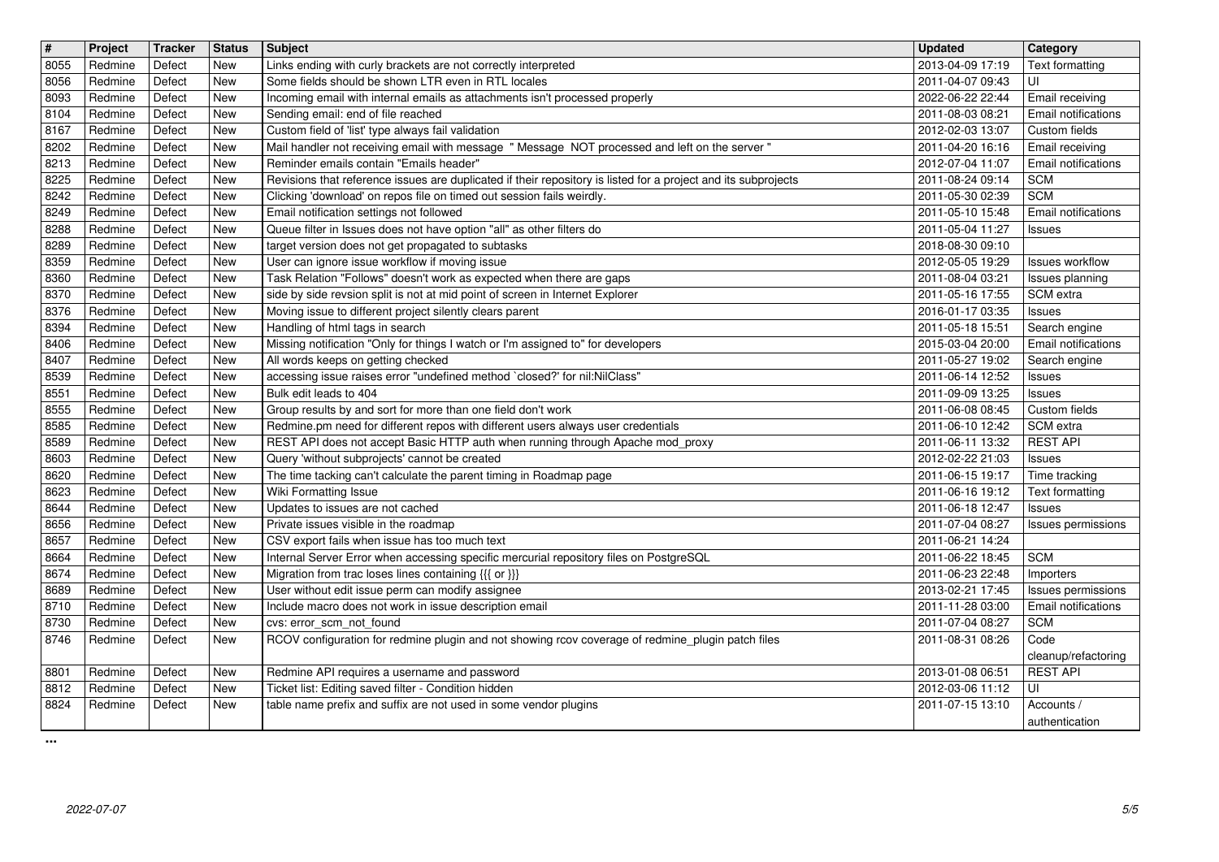| # | Project | Tracker | Status | Subject | Updated | Category |
|---|---|---|---|---|---|---|
| 8055 | Redmine | Defect | New | Links ending with curly brackets are not correctly interpreted | 2013-04-09 17:19 | Text formatting |
| 8056 | Redmine | Defect | New | Some fields should be shown LTR even in RTL locales | 2011-04-07 09:43 | UI |
| 8093 | Redmine | Defect | New | Incoming email with internal emails as attachments isn't processed properly | 2022-06-22 22:44 | Email receiving |
| 8104 | Redmine | Defect | New | Sending email: end of file reached | 2011-08-03 08:21 | Email notifications |
| 8167 | Redmine | Defect | New | Custom field of 'list' type always fail validation | 2012-02-03 13:07 | Custom fields |
| 8202 | Redmine | Defect | New | Mail handler not receiving email with message " Message NOT processed and left on the server " | 2011-04-20 16:16 | Email receiving |
| 8213 | Redmine | Defect | New | Reminder emails contain "Emails header" | 2012-07-04 11:07 | Email notifications |
| 8225 | Redmine | Defect | New | Revisions that reference issues are duplicated if their repository is listed for a project and its subprojects | 2011-08-24 09:14 | SCM |
| 8242 | Redmine | Defect | New | Clicking 'download' on repos file on timed out session fails weirdly. | 2011-05-30 02:39 | SCM |
| 8249 | Redmine | Defect | New | Email notification settings not followed | 2011-05-10 15:48 | Email notifications |
| 8288 | Redmine | Defect | New | Queue filter in Issues does not have option "all" as other filters do | 2011-05-04 11:27 | Issues |
| 8289 | Redmine | Defect | New | target version does not get propagated to subtasks | 2018-08-30 09:10 | |
| 8359 | Redmine | Defect | New | User can ignore issue workflow if moving issue | 2012-05-05 19:29 | Issues workflow |
| 8360 | Redmine | Defect | New | Task Relation "Follows" doesn't work as expected when there are gaps | 2011-08-04 03:21 | Issues planning |
| 8370 | Redmine | Defect | New | side by side revsion split is not at mid point of screen in Internet Explorer | 2011-05-16 17:55 | SCM extra |
| 8376 | Redmine | Defect | New | Moving issue to different project silently clears parent | 2016-01-17 03:35 | Issues |
| 8394 | Redmine | Defect | New | Handling of html tags in search | 2011-05-18 15:51 | Search engine |
| 8406 | Redmine | Defect | New | Missing notification "Only for things I watch or I'm assigned to" for developers | 2015-03-04 20:00 | Email notifications |
| 8407 | Redmine | Defect | New | All words keeps on getting checked | 2011-05-27 19:02 | Search engine |
| 8539 | Redmine | Defect | New | accessing issue raises error "undefined method `closed?' for nil:NilClass" | 2011-06-14 12:52 | Issues |
| 8551 | Redmine | Defect | New | Bulk edit leads to 404 | 2011-09-09 13:25 | Issues |
| 8555 | Redmine | Defect | New | Group results by and sort for more than one field don't work | 2011-06-08 08:45 | Custom fields |
| 8585 | Redmine | Defect | New | Redmine.pm need for different repos with different users always user credentials | 2011-06-10 12:42 | SCM extra |
| 8589 | Redmine | Defect | New | REST API does not accept Basic HTTP auth when running through Apache mod_proxy | 2011-06-11 13:32 | REST API |
| 8603 | Redmine | Defect | New | Query 'without subprojects' cannot be created | 2012-02-22 21:03 | Issues |
| 8620 | Redmine | Defect | New | The time tacking can't calculate the parent timing in Roadmap page | 2011-06-15 19:17 | Time tracking |
| 8623 | Redmine | Defect | New | Wiki Formatting Issue | 2011-06-16 19:12 | Text formatting |
| 8644 | Redmine | Defect | New | Updates to issues are not cached | 2011-06-18 12:47 | Issues |
| 8656 | Redmine | Defect | New | Private issues visible in the roadmap | 2011-07-04 08:27 | Issues permissions |
| 8657 | Redmine | Defect | New | CSV export fails when issue has too much text | 2011-06-21 14:24 | |
| 8664 | Redmine | Defect | New | Internal Server Error when accessing specific mercurial repository files on PostgreSQL | 2011-06-22 18:45 | SCM |
| 8674 | Redmine | Defect | New | Migration from trac loses lines containing {{{ or }}} | 2011-06-23 22:48 | Importers |
| 8689 | Redmine | Defect | New | User without edit issue perm can modify assignee | 2013-02-21 17:45 | Issues permissions |
| 8710 | Redmine | Defect | New | Include macro does not work in issue description email | 2011-11-28 03:00 | Email notifications |
| 8730 | Redmine | Defect | New | cvs: error_scm_not_found | 2011-07-04 08:27 | SCM |
| 8746 | Redmine | Defect | New | RCOV configuration for redmine plugin and not showing rcov coverage of redmine_plugin patch files | 2011-08-31 08:26 | Code cleanup/refactoring |
| 8801 | Redmine | Defect | New | Redmine API requires a username and password | 2013-01-08 06:51 | REST API |
| 8812 | Redmine | Defect | New | Ticket list: Editing saved filter - Condition hidden | 2012-03-06 11:12 | UI |
| 8824 | Redmine | Defect | New | table name prefix and suffix are not used in some vendor plugins | 2011-07-15 13:10 | Accounts / authentication |

...

2022-07-07